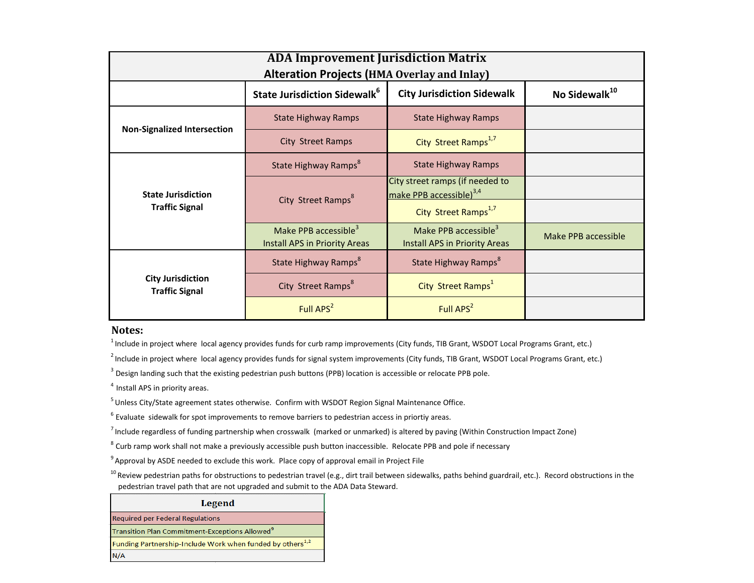# ADA Improvement Jurisdiction Matrix
## Alteration Projects (HMA Overlay and Inlay)

| | State Jurisdiction Sidewalk[6] | City Jurisdiction Sidewalk | No Sidewalk[10] |
|---|---|---|---|
| **Non-Signalized Intersection** | State Highway Ramps | State Highway Ramps | |
| | City Street Ramps | City Street Ramps[1,7] | |
| **State Jurisdiction Traffic Signal** | State Highway Ramps[8] | State Highway Ramps | |
| | City Street Ramps[8] | City street ramps (if needed to make PPB accessible)[3,4] | |
| | | City Street Ramps[1,7] | |
| | Make PPB accessible[3] Install APS in Priority Areas | Make PPB accessible[3] Install APS in Priority Areas | Make PPB accessible |
| **City Jurisdiction Traffic Signal** | State Highway Ramps[8] | State Highway Ramps[8] | |
| | City Street Ramps[8] | City Street Ramps[1] | |
| | Full APS[2] | Full APS[2] | |

**Notes:**

[1] Include in project where local agency provides funds for curb ramp improvements (City funds, TIB Grant, WSDOT Local Programs Grant, etc.)

[2] Include in project where local agency provides funds for signal system improvements (City funds, TIB Grant, WSDOT Local Programs Grant, etc.)

[3] Design landing such that the existing pedestrian push buttons (PPB) location is accessible or relocate PPB pole.

[4] Install APS in priority areas.

[5] Unless City/State agreement states otherwise. Confirm with WSDOT Region Signal Maintenance Office.

[6] Evaluate sidewalk for spot improvements to remove barriers to pedestrian access in priortiy areas.

[7] Include regardless of funding partnership when crosswalk (marked or unmarked) is altered by paving (Within Construction Impact Zone)

[8] Curb ramp work shall not make a previously accessible push button inaccessible. Relocate PPB and pole if necessary

[9] Approval by ASDE needed to exclude this work. Place copy of approval email in Project File

[10] Review pedestrian paths for obstructions to pedestrian travel (e.g., dirt trail between sidewalks, paths behind guardrail, etc.). Record obstructions in the pedestrian travel path that are not upgraded and submit to the ADA Data Steward.

| Legend |
|---|
| Required per Federal Regulations |
| Transition Plan Commitment-Exceptions Allowed[9] |
| Funding Partnership-Include Work when funded by others[1,2] |
| N/A |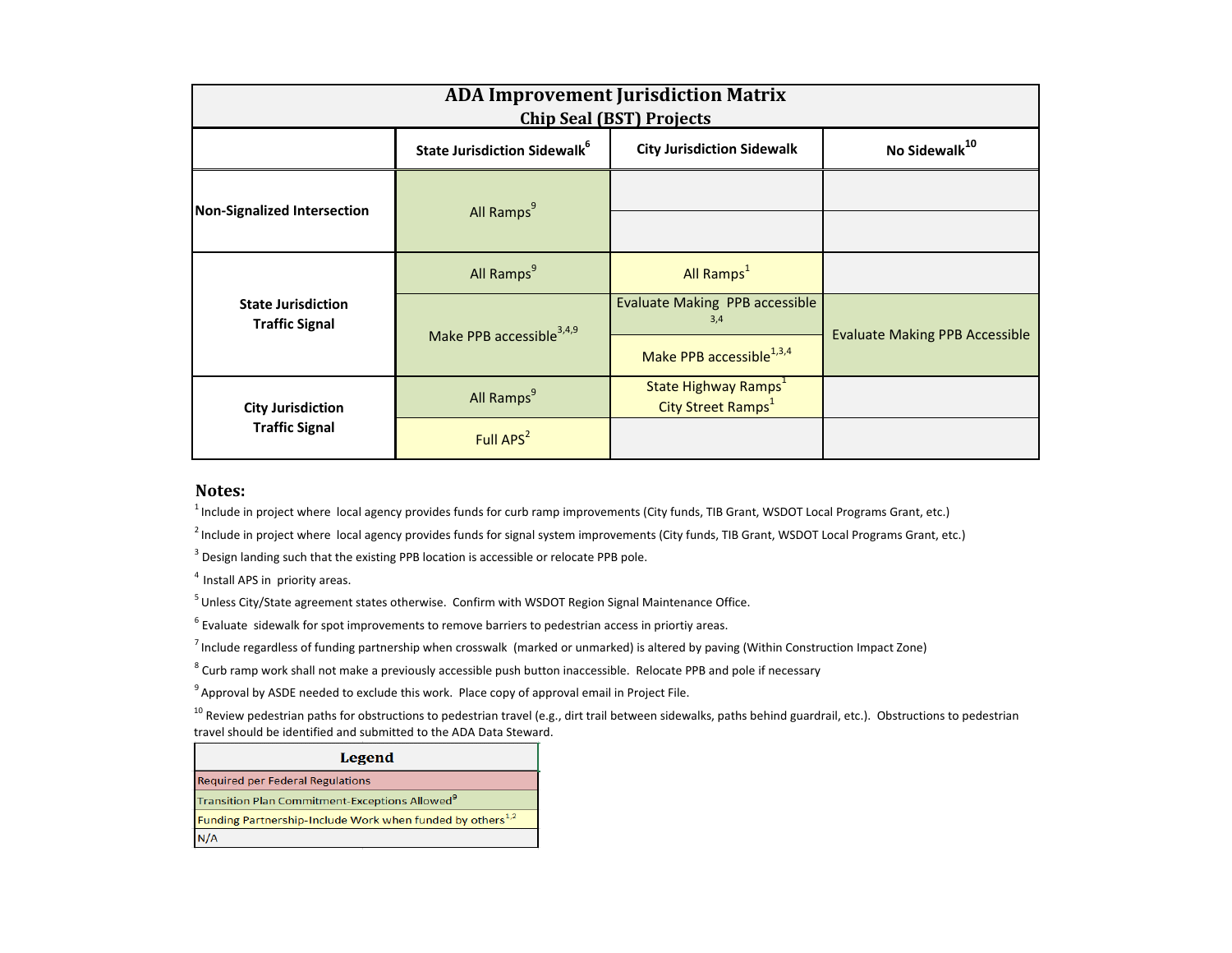# ADA Improvement Jurisdiction Matrix
## Chip Seal (BST) Projects

| | State Jurisdiction Sidewalk[6] | City Jurisdiction Sidewalk | No Sidewalk[10] |
|---|---|---|---|
| Non-Signalized Intersection | All Ramps[9] | | |
| State Jurisdiction Traffic Signal | All Ramps[9] | All Ramps[1] | |
| | Make PPB accessible[3,4,9] | Evaluate Making PPB accessible[3,4] | Evaluate Making PPB Accessible |
| | | Make PPB accessible[1,3,4] | |
| City Jurisdiction Traffic Signal | All Ramps[9] | State Highway Ramps[1] City Street Ramps[1] | |
| | Full APS[2] | | |

## Notes:

[1] Include in project where local agency provides funds for curb ramp improvements (City funds, TIB Grant, WSDOT Local Programs Grant, etc.)

[2] Include in project where local agency provides funds for signal system improvements (City funds, TIB Grant, WSDOT Local Programs Grant, etc.)

[3] Design landing such that the existing PPB location is accessible or relocate PPB pole.

[4] Install APS in priority areas.

[5] Unless City/State agreement states otherwise. Confirm with WSDOT Region Signal Maintenance Office.

[6] Evaluate sidewalk for spot improvements to remove barriers to pedestrian access in priortiy areas.

[7] Include regardless of funding partnership when crosswalk (marked or unmarked) is altered by paving (Within Construction Impact Zone)

[8] Curb ramp work shall not make a previously accessible push button inaccessible. Relocate PPB and pole if necessary

[9] Approval by ASDE needed to exclude this work. Place copy of approval email in Project File.

[10] Review pedestrian paths for obstructions to pedestrian travel (e.g., dirt trail between sidewalks, paths behind guardrail, etc.). Obstructions to pedestrian travel should be identified and submitted to the ADA Data Steward.

| Legend |
|---|
| Required per Federal Regulations |
| Transition Plan Commitment-Exceptions Allowed[9] |
| Funding Partnership-Include Work when funded by others[1,2] |
| N/A |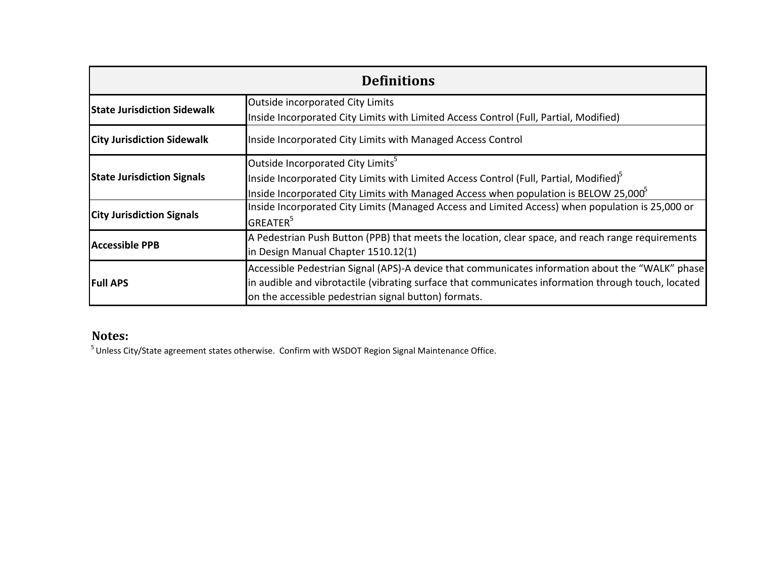| Definitions | |
|---|---|
| **State Jurisdiction Sidewalk** | Outside incorporated City Limits<br>Inside Incorporated City Limits with Limited Access Control (Full, Partial, Modified) |
| **City Jurisdiction Sidewalk** | Inside Incorporated City Limits with Managed Access Control |
| **State Jurisdiction Signals** | Outside Incorporated City Limits[5]<br>Inside Incorporated City Limits with Limited Access Control (Full, Partial, Modified)[5]<br>Inside Incorporated City Limits with Managed Access when population is BELOW 25,000[5] |
| **City Jurisdiction Signals** | Inside Incorporated City Limits (Managed Access and Limited Access) when population is 25,000 or GREATER[5] |
| **Accessible PPB** | A Pedestrian Push Button (PPB) that meets the location, clear space, and reach range requirements in Design Manual Chapter 1510.12(1) |
| **Full APS** | Accessible Pedestrian Signal (APS)-A device that communicates information about the “WALK” phase in audible and vibrotactile (vibrating surface that communicates information through touch, located on the accessible pedestrian signal button) formats. |

**Notes:**

[5] Unless City/State agreement states otherwise. Confirm with WSDOT Region Signal Maintenance Office.